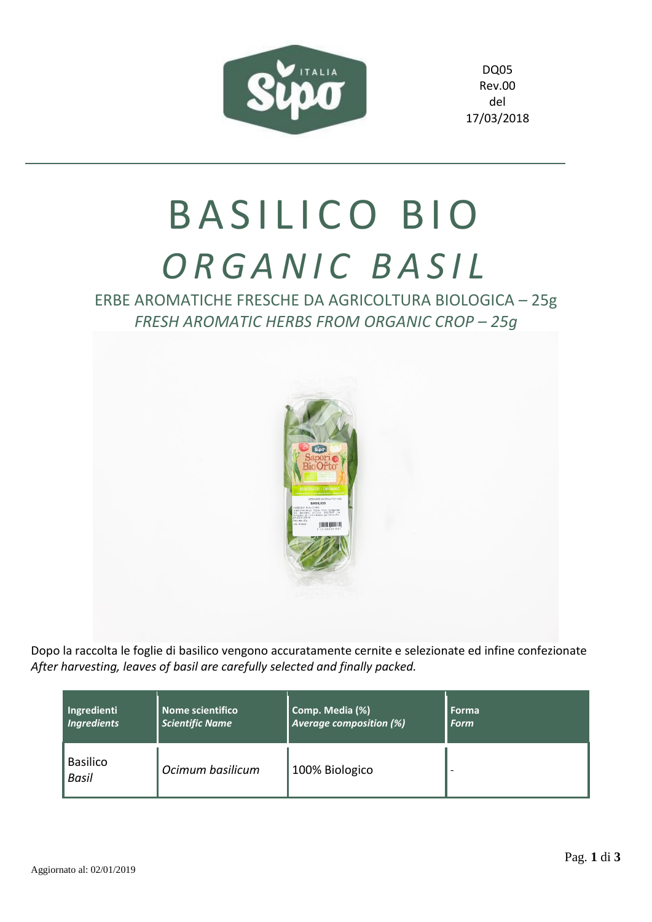DQ05
Rev.00
del
17/03/2018

# BASILICO BIO
# *ORGANIC BASIL*

## ERBE AROMATICHE FRESCHE DA AGRICOLTURA BIOLOGICA – 25g
## *FRESH AROMATIC HERBS FROM ORGANIC CROP – 25g*

Dopo la raccolta le foglie di basilico vengono accuratamente cernite e selezionate ed infine confezionate
*After harvesting, leaves of basil are carefully selected and finally packed.*

| **Ingredienti** ***Ingredients*** | **Nome scientifico** ***Scientific Name*** | **Comp. Media (%)** ***Average composition (%)*** | **Forma** ***Form*** |
|---|---|---|---|
| Basilico *Basil* | *Ocimum basilicum* | 100% Biologico | - |

Aggiornato al: 02/01/2019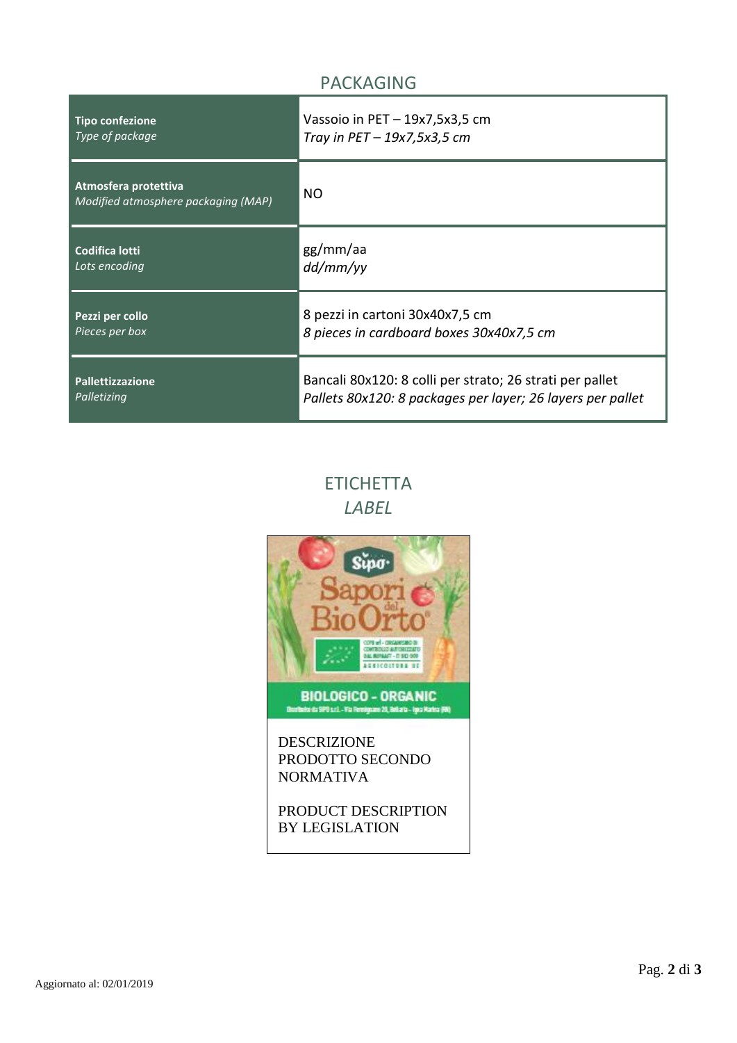## PACKAGING

| | |
|---|---|
| **Tipo confezione** *Type of package* | Vassoio in PET – 19x7,5x3,5 cm *Tray in PET – 19x7,5x3,5 cm* |
| **Atmosfera protettiva** *Modified atmosphere packaging (MAP)* | NO |
| **Codifica lotti** *Lots encoding* | gg/mm/aa *dd/mm/yy* |
| **Pezzi per collo** *Pieces per box* | 8 pezzi in cartoni 30x40x7,5 cm *8 pieces in cardboard boxes 30x40x7,5 cm* |
| **Pallettizzazione** *Palletizing* | Bancali 80x120: 8 colli per strato; 26 strati per pallet *Pallets 80x120: 8 packages per layer; 26 layers per pallet* |

## ETICHETTA
## *LABEL*

Sipo
Sapori del BioOrto®

BIOLOGICO - ORGANIC

DESCRIZIONE PRODOTTO SECONDO NORMATIVA

PRODUCT DESCRIPTION BY LEGISLATION

Aggiornato al: 02/01/2019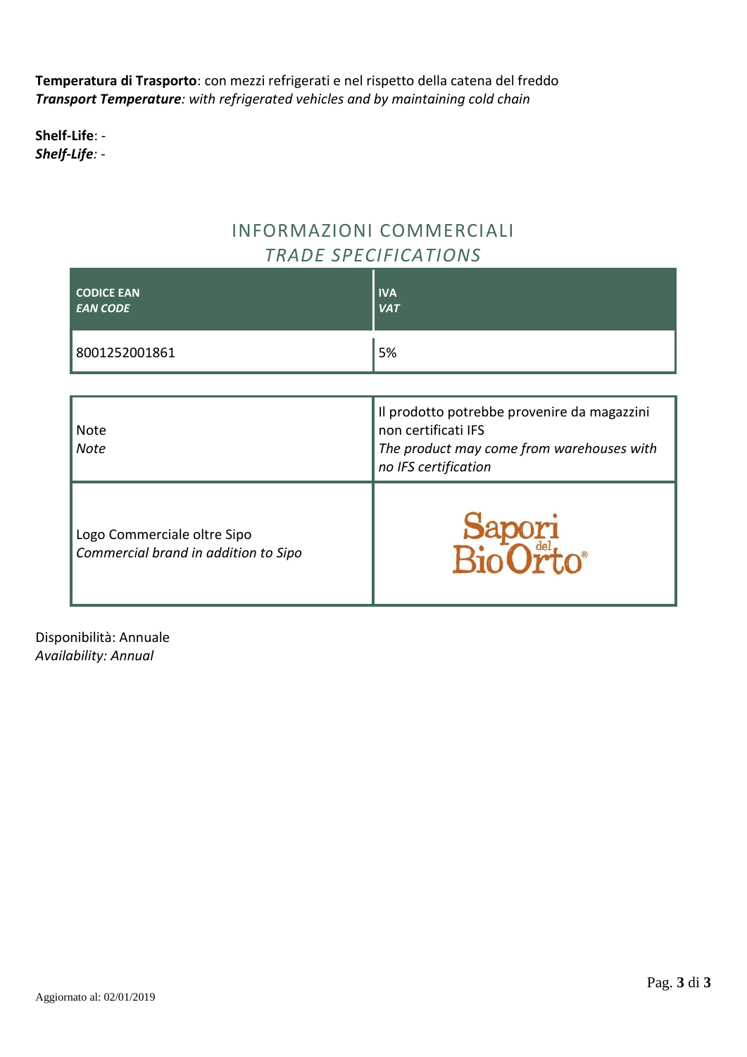**Temperatura di Trasporto**: con mezzi refrigerati e nel rispetto della catena del freddo
***Transport Temperature****: with refrigerated vehicles and by maintaining cold chain*

**Shelf-Life**: -
***Shelf-Life****: -*

## INFORMAZIONI COMMERCIALI
## *TRADE SPECIFICATIONS*

| **CODICE EAN** ***EAN CODE*** | **IVA** ***VAT*** |
|---|---|
| 8001252001861 | 5% |

| | |
|---|---|
| Note *Note* | Il prodotto potrebbe provenire da magazzini non certificati IFS *The product may come from warehouses with no IFS certification* |
| Logo Commerciale oltre Sipo *Commercial brand in addition to Sipo* | Sapori del BioOrto® |

Disponibilità: Annuale
*Availability: Annual*

Aggiornato al: 02/01/2019